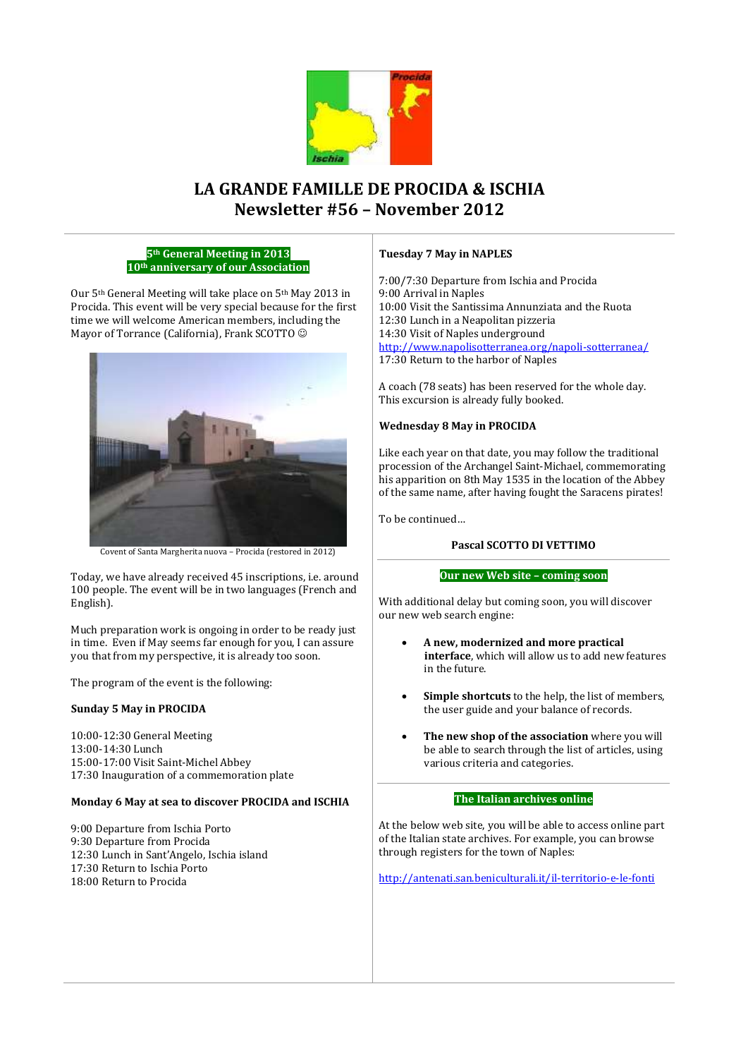# LA GRANDE FAMILLE DE PROCIDA & ISCHIA
## Newsletter #56 – November 2012

### 5th General Meeting in 2013
### 10th anniversary of our Association

Our 5th General Meeting will take place on 5th May 2013 in Procida. This event will be very special because for the first time we will welcome American members, including the Mayor of Torrance (California), Frank SCOTTO ☺

Covent of Santa Margherita nuova – Procida (restored in 2012)

Today, we have already received 45 inscriptions, i.e. around 100 people. The event will be in two languages (French and English).

Much preparation work is ongoing in order to be ready just in time. Even if May seems far enough for you, I can assure you that from my perspective, it is already too soon.

The program of the event is the following:

**Sunday 5 May in PROCIDA**

10:00-12:30 General Meeting
13:00-14:30 Lunch
15:00-17:00 Visit Saint-Michel Abbey
17:30 Inauguration of a commemoration plate

**Monday 6 May at sea to discover PROCIDA and ISCHIA**

9:00 Departure from Ischia Porto
9:30 Departure from Procida
12:30 Lunch in Sant'Angelo, Ischia island
17:30 Return to Ischia Porto
18:00 Return to Procida

**Tuesday 7 May in NAPLES**

7:00/7:30 Departure from Ischia and Procida
9:00 Arrival in Naples
10:00 Visit the Santissima Annunziata and the Ruota
12:30 Lunch in a Neapolitan pizzeria
14:30 Visit of Naples underground
http://www.napolisotterranea.org/napoli-sotterranea/
17:30 Return to the harbor of Naples

A coach (78 seats) has been reserved for the whole day. This excursion is already fully booked.

**Wednesday 8 May in PROCIDA**

Like each year on that date, you may follow the traditional procession of the Archangel Saint-Michael, commemorating his apparition on 8th May 1535 in the location of the Abbey of the same name, after having fought the Saracens pirates!

To be continued…

**Pascal SCOTTO DI VETTIMO**

### Our new Web site – coming soon

With additional delay but coming soon, you will discover our new web search engine:

- **A new, modernized and more practical interface**, which will allow us to add new features in the future.
- **Simple shortcuts** to the help, the list of members, the user guide and your balance of records.
- **The new shop of the association** where you will be able to search through the list of articles, using various criteria and categories.

### The Italian archives online

At the below web site, you will be able to access online part of the Italian state archives. For example, you can browse through registers for the town of Naples:

http://antenati.san.beniculturali.it/il-territorio-e-le-fonti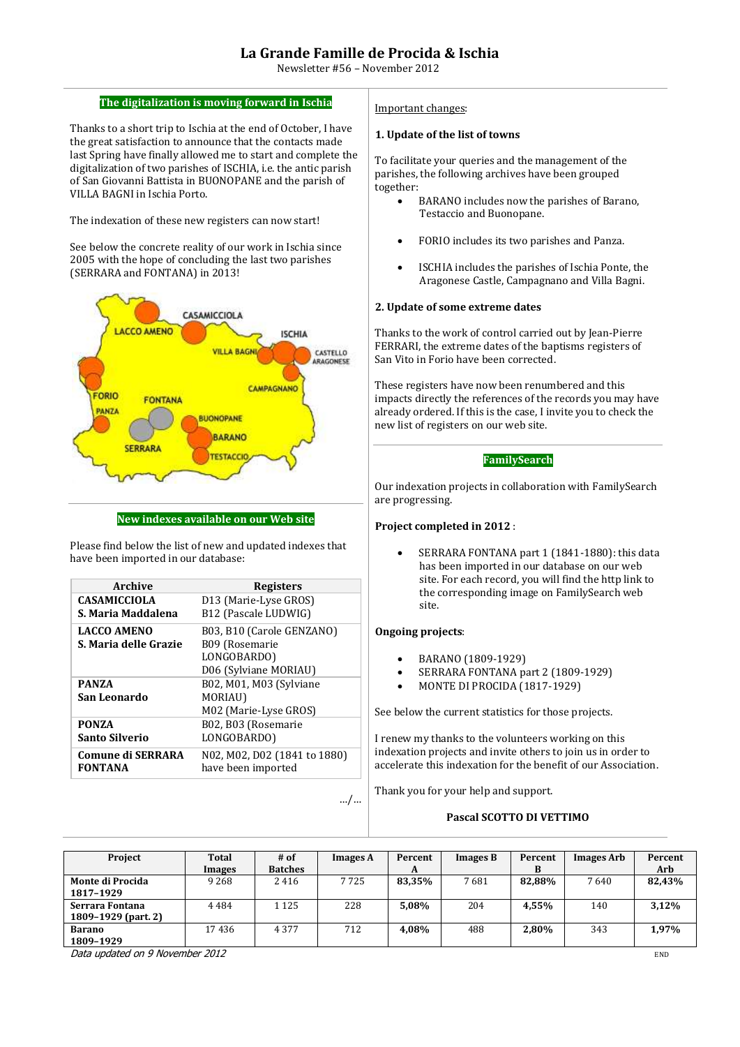# La Grande Famille de Procida & Ischia

Newsletter #56 – November 2012

## The digitalization is moving forward in Ischia

Thanks to a short trip to Ischia at the end of October, I have the great satisfaction to announce that the contacts made last Spring have finally allowed me to start and complete the digitalization of two parishes of ISCHIA, i.e. the antic parish of San Giovanni Battista in BUONOPANE and the parish of VILLA BAGNI in Ischia Porto.

The indexation of these new registers can now start!

See below the concrete reality of our work in Ischia since 2005 with the hope of concluding the last two parishes (SERRARA and FONTANA) in 2013!

CASAMICCIOLA
LACCO AMENO
ISCHIA
VILLA BAGNI
CASTELLO ARAGONESE
CAMPAGNANO
FORIO
PANZA
FONTANA
BUONOPANE
BARANO
SERRARA
TESTACCIO

## New indexes available on our Web site

Please find below the list of new and updated indexes that have been imported in our database:

| Archive | Registers |
|---|---|
| **CASAMICCIOLA**<br>**S. Maria Maddalena** | D13 (Marie-Lyse GROS)<br>B12 (Pascale LUDWIG) |
| **LACCO AMENO**<br>**S. Maria delle Grazie** | B03, B10 (Carole GENZANO)<br>B09 (Rosemarie LONGOBARDO)<br>D06 (Sylviane MORIAU) |
| **PANZA**<br>**San Leonardo** | B02, M01, M03 (Sylviane MORIAU)<br>M02 (Marie-Lyse GROS) |
| **PONZA**<br>**Santo Silverio** | B02, B03 (Rosemarie LONGOBARDO) |
| **Comune di SERRARA FONTANA** | N02, M02, D02 (1841 to 1880) have been imported |

…/…

Important changes:

### 1. Update of the list of towns

To facilitate your queries and the management of the parishes, the following archives have been grouped together:

- BARANO includes now the parishes of Barano, Testaccio and Buonopane.
- FORIO includes its two parishes and Panza.
- ISCHIA includes the parishes of Ischia Ponte, the Aragonese Castle, Campagnano and Villa Bagni.

### 2. Update of some extreme dates

Thanks to the work of control carried out by Jean-Pierre FERRARI, the extreme dates of the baptisms registers of San Vito in Forio have been corrected.

These registers have now been renumbered and this impacts directly the references of the records you may have already ordered. If this is the case, I invite you to check the new list of registers on our web site.

## FamilySearch

Our indexation projects in collaboration with FamilySearch are progressing.

**Project completed in 2012** :

- SERRARA FONTANA part 1 (1841-1880): this data has been imported in our database on our web site. For each record, you will find the http link to the corresponding image on FamilySearch web site.

**Ongoing projects**:

- BARANO (1809-1929)
- SERRARA FONTANA part 2 (1809-1929)
- MONTE DI PROCIDA (1817-1929)

See below the current statistics for those projects.

I renew my thanks to the volunteers working on this indexation projects and invite others to join us in order to accelerate this indexation for the benefit of our Association.

Thank you for your help and support.

**Pascal SCOTTO DI VETTIMO**

| Project | Total Images | # of Batches | Images A | Percent A | Images B | Percent B | Images Arb | Percent Arb |
|---|---|---|---|---|---|---|---|---|
| **Monte di Procida 1817-1929** | 9 268 | 2 416 | 7 725 | **83,35%** | 7 681 | **82,88%** | 7 640 | **82,43%** |
| **Serrara Fontana 1809-1929 (part. 2)** | 4 484 | 1 125 | 228 | **5,08%** | 204 | **4,55%** | 140 | **3,12%** |
| **Barano 1809-1929** | 17 436 | 4 377 | 712 | **4,08%** | 488 | **2,80%** | 343 | **1,97%** |

*Data updated on 9 November 2012*

END